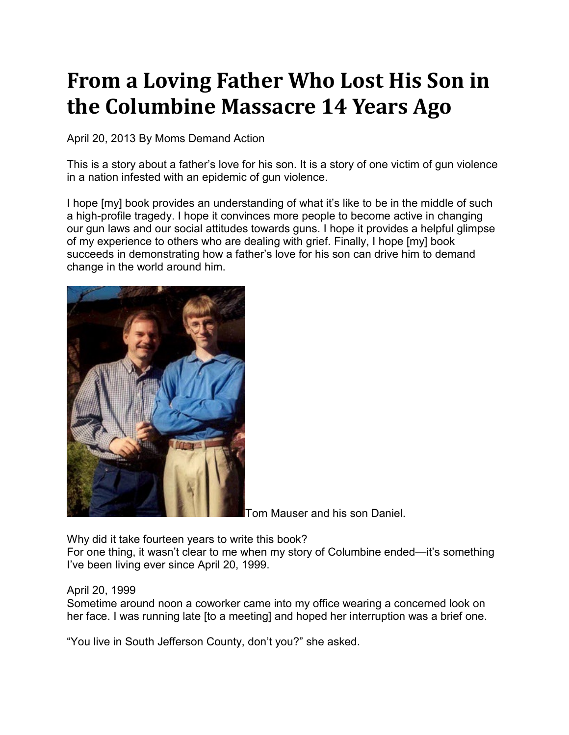# From a Loving Father Who Lost His Son in the Columbine Massacre 14 Years Ago

April 20, 2013 By Moms Demand Action

This is a story about a father's love for his son. It is a story of one victim of gun violence in a nation infested with an epidemic of gun violence.

I hope [my] book provides an understanding of what it's like to be in the middle of such a high-profile tragedy. I hope it convinces more people to become active in changing our gun laws and our social attitudes towards guns. I hope it provides a helpful glimpse of my experience to others who are dealing with grief. Finally, I hope [my] book succeeds in demonstrating how a father's love for his son can drive him to demand change in the world around him.

Tom Mauser and his son Daniel.

Why did it take fourteen years to write this book?
For one thing, it wasn't clear to me when my story of Columbine ended—it's something I've been living ever since April 20, 1999.

April 20, 1999
Sometime around noon a coworker came into my office wearing a concerned look on her face. I was running late [to a meeting] and hoped her interruption was a brief one.

"You live in South Jefferson County, don't you?" she asked.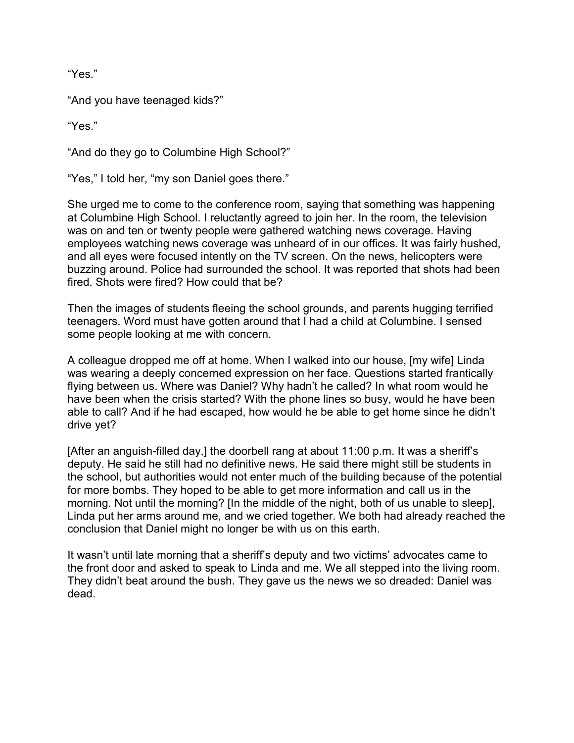"Yes."

"And you have teenaged kids?"

"Yes."

"And do they go to Columbine High School?"

"Yes," I told her, "my son Daniel goes there."

She urged me to come to the conference room, saying that something was happening at Columbine High School. I reluctantly agreed to join her. In the room, the television was on and ten or twenty people were gathered watching news coverage. Having employees watching news coverage was unheard of in our offices. It was fairly hushed, and all eyes were focused intently on the TV screen. On the news, helicopters were buzzing around. Police had surrounded the school. It was reported that shots had been fired. Shots were fired? How could that be?

Then the images of students fleeing the school grounds, and parents hugging terrified teenagers. Word must have gotten around that I had a child at Columbine. I sensed some people looking at me with concern.

A colleague dropped me off at home. When I walked into our house, [my wife] Linda was wearing a deeply concerned expression on her face. Questions started frantically flying between us. Where was Daniel? Why hadn't he called? In what room would he have been when the crisis started? With the phone lines so busy, would he have been able to call? And if he had escaped, how would he be able to get home since he didn't drive yet?

[After an anguish-filled day,] the doorbell rang at about 11:00 p.m. It was a sheriff's deputy. He said he still had no definitive news. He said there might still be students in the school, but authorities would not enter much of the building because of the potential for more bombs. They hoped to be able to get more information and call us in the morning. Not until the morning? [In the middle of the night, both of us unable to sleep], Linda put her arms around me, and we cried together. We both had already reached the conclusion that Daniel might no longer be with us on this earth.

It wasn't until late morning that a sheriff's deputy and two victims' advocates came to the front door and asked to speak to Linda and me. We all stepped into the living room. They didn't beat around the bush. They gave us the news we so dreaded: Daniel was dead.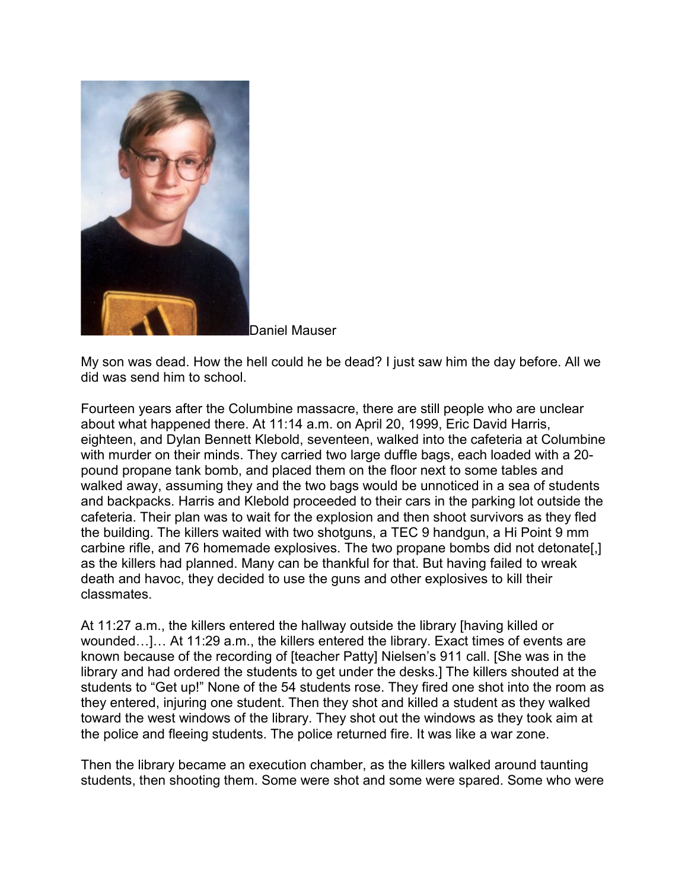Daniel Mauser

My son was dead. How the hell could he be dead? I just saw him the day before. All we did was send him to school.

Fourteen years after the Columbine massacre, there are still people who are unclear about what happened there. At 11:14 a.m. on April 20, 1999, Eric David Harris, eighteen, and Dylan Bennett Klebold, seventeen, walked into the cafeteria at Columbine with murder on their minds. They carried two large duffle bags, each loaded with a 20-pound propane tank bomb, and placed them on the floor next to some tables and walked away, assuming they and the two bags would be unnoticed in a sea of students and backpacks. Harris and Klebold proceeded to their cars in the parking lot outside the cafeteria. Their plan was to wait for the explosion and then shoot survivors as they fled the building. The killers waited with two shotguns, a TEC 9 handgun, a Hi Point 9 mm carbine rifle, and 76 homemade explosives. The two propane bombs did not detonate[,] as the killers had planned. Many can be thankful for that. But having failed to wreak death and havoc, they decided to use the guns and other explosives to kill their classmates.

At 11:27 a.m., the killers entered the hallway outside the library [having killed or wounded…]… At 11:29 a.m., the killers entered the library. Exact times of events are known because of the recording of [teacher Patty] Nielsen's 911 call. [She was in the library and had ordered the students to get under the desks.] The killers shouted at the students to "Get up!" None of the 54 students rose. They fired one shot into the room as they entered, injuring one student. Then they shot and killed a student as they walked toward the west windows of the library. They shot out the windows as they took aim at the police and fleeing students. The police returned fire. It was like a war zone.

Then the library became an execution chamber, as the killers walked around taunting students, then shooting them. Some were shot and some were spared. Some who were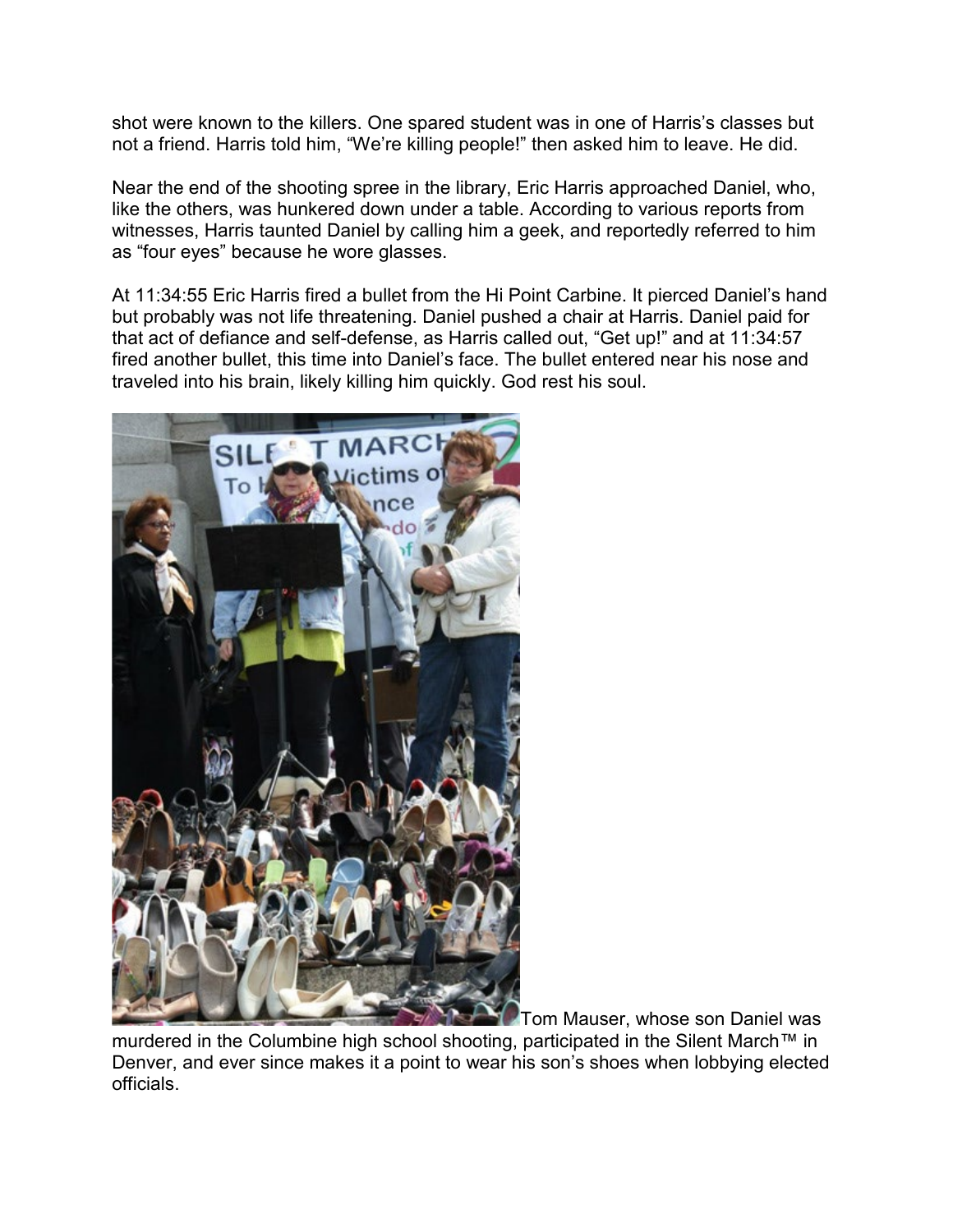shot were known to the killers. One spared student was in one of Harris's classes but not a friend. Harris told him, "We're killing people!" then asked him to leave. He did.

Near the end of the shooting spree in the library, Eric Harris approached Daniel, who, like the others, was hunkered down under a table. According to various reports from witnesses, Harris taunted Daniel by calling him a geek, and reportedly referred to him as "four eyes" because he wore glasses.

At 11:34:55 Eric Harris fired a bullet from the Hi Point Carbine. It pierced Daniel's hand but probably was not life threatening. Daniel pushed a chair at Harris. Daniel paid for that act of defiance and self-defense, as Harris called out, "Get up!" and at 11:34:57 fired another bullet, this time into Daniel's face. The bullet entered near his nose and traveled into his brain, likely killing him quickly. God rest his soul.

Tom Mauser, whose son Daniel was murdered in the Columbine high school shooting, participated in the Silent March™ in Denver, and ever since makes it a point to wear his son's shoes when lobbying elected officials.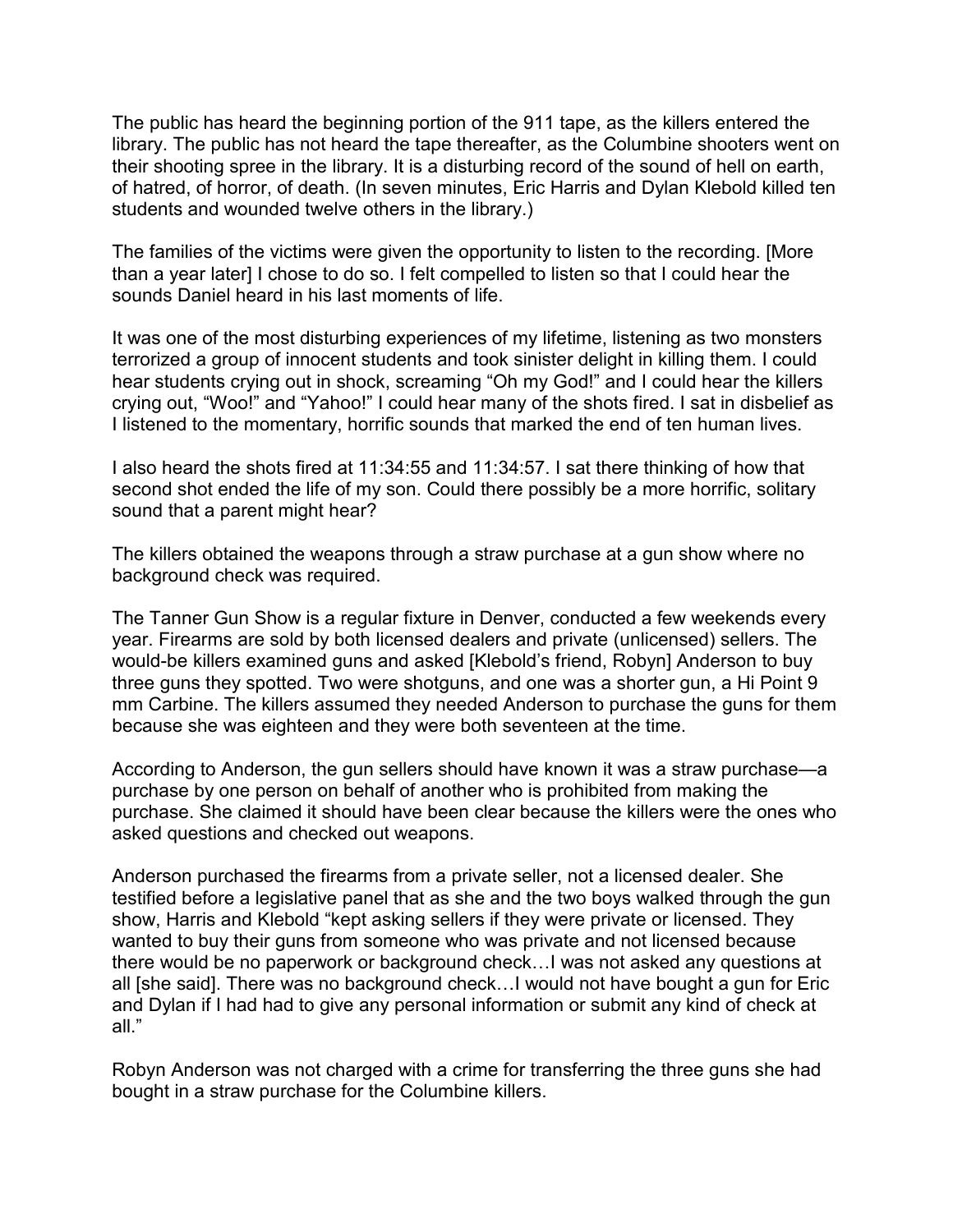The public has heard the beginning portion of the 911 tape, as the killers entered the library. The public has not heard the tape thereafter, as the Columbine shooters went on their shooting spree in the library. It is a disturbing record of the sound of hell on earth, of hatred, of horror, of death. (In seven minutes, Eric Harris and Dylan Klebold killed ten students and wounded twelve others in the library.)

The families of the victims were given the opportunity to listen to the recording. [More than a year later] I chose to do so. I felt compelled to listen so that I could hear the sounds Daniel heard in his last moments of life.

It was one of the most disturbing experiences of my lifetime, listening as two monsters terrorized a group of innocent students and took sinister delight in killing them. I could hear students crying out in shock, screaming "Oh my God!" and I could hear the killers crying out, "Woo!" and "Yahoo!" I could hear many of the shots fired. I sat in disbelief as I listened to the momentary, horrific sounds that marked the end of ten human lives.

I also heard the shots fired at 11:34:55 and 11:34:57. I sat there thinking of how that second shot ended the life of my son. Could there possibly be a more horrific, solitary sound that a parent might hear?

The killers obtained the weapons through a straw purchase at a gun show where no background check was required.

The Tanner Gun Show is a regular fixture in Denver, conducted a few weekends every year. Firearms are sold by both licensed dealers and private (unlicensed) sellers. The would-be killers examined guns and asked [Klebold's friend, Robyn] Anderson to buy three guns they spotted. Two were shotguns, and one was a shorter gun, a Hi Point 9 mm Carbine. The killers assumed they needed Anderson to purchase the guns for them because she was eighteen and they were both seventeen at the time.

According to Anderson, the gun sellers should have known it was a straw purchase—a purchase by one person on behalf of another who is prohibited from making the purchase. She claimed it should have been clear because the killers were the ones who asked questions and checked out weapons.

Anderson purchased the firearms from a private seller, not a licensed dealer. She testified before a legislative panel that as she and the two boys walked through the gun show, Harris and Klebold "kept asking sellers if they were private or licensed. They wanted to buy their guns from someone who was private and not licensed because there would be no paperwork or background check…I was not asked any questions at all [she said]. There was no background check…I would not have bought a gun for Eric and Dylan if I had had to give any personal information or submit any kind of check at all."

Robyn Anderson was not charged with a crime for transferring the three guns she had bought in a straw purchase for the Columbine killers.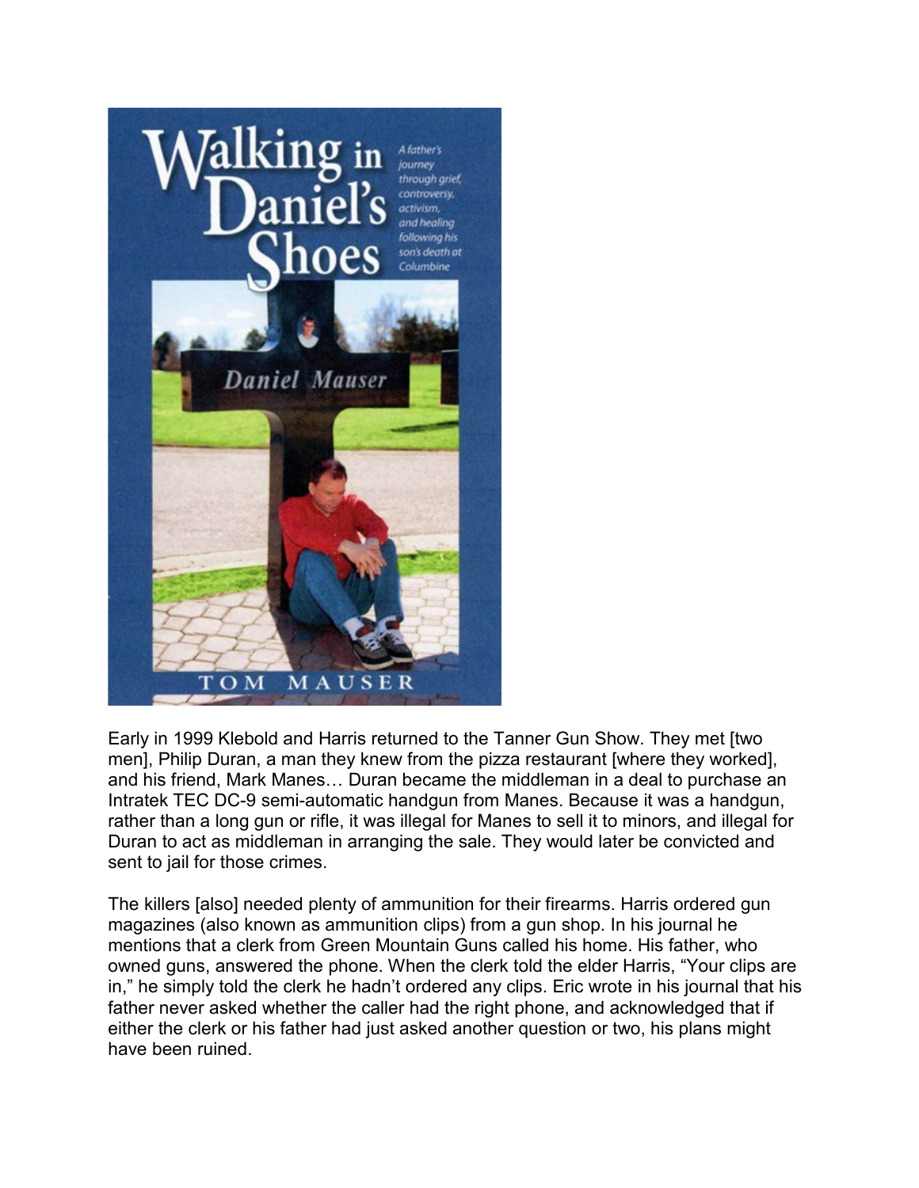Early in 1999 Klebold and Harris returned to the Tanner Gun Show. They met [two men], Philip Duran, a man they knew from the pizza restaurant [where they worked], and his friend, Mark Manes… Duran became the middleman in a deal to purchase an Intratek TEC DC-9 semi-automatic handgun from Manes. Because it was a handgun, rather than a long gun or rifle, it was illegal for Manes to sell it to minors, and illegal for Duran to act as middleman in arranging the sale. They would later be convicted and sent to jail for those crimes.

The killers [also] needed plenty of ammunition for their firearms. Harris ordered gun magazines (also known as ammunition clips) from a gun shop. In his journal he mentions that a clerk from Green Mountain Guns called his home. His father, who owned guns, answered the phone. When the clerk told the elder Harris, "Your clips are in," he simply told the clerk he hadn't ordered any clips. Eric wrote in his journal that his father never asked whether the caller had the right phone, and acknowledged that if either the clerk or his father had just asked another question or two, his plans might have been ruined.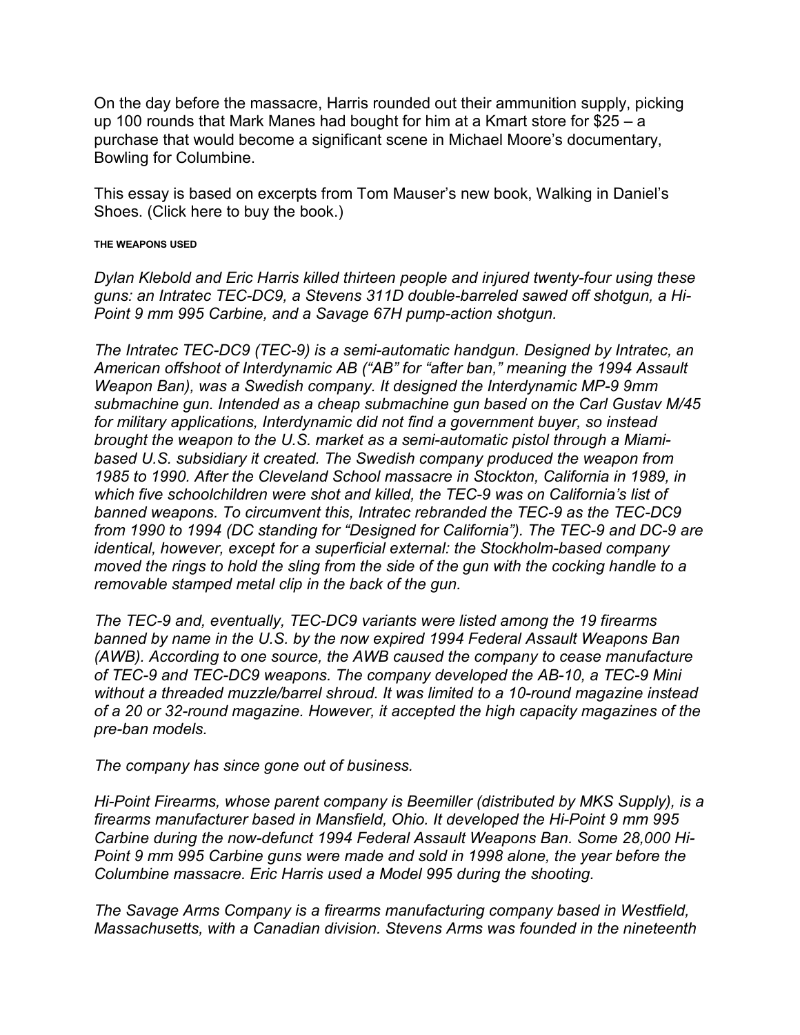On the day before the massacre, Harris rounded out their ammunition supply, picking up 100 rounds that Mark Manes had bought for him at a Kmart store for $25 – a purchase that would become a significant scene in Michael Moore's documentary, Bowling for Columbine.

This essay is based on excerpts from Tom Mauser's new book, Walking in Daniel's Shoes. (Click here to buy the book.)

###### THE WEAPONS USED

*Dylan Klebold and Eric Harris killed thirteen people and injured twenty-four using these guns: an Intratec TEC-DC9, a Stevens 311D double-barreled sawed off shotgun, a Hi-Point 9 mm 995 Carbine, and a Savage 67H pump-action shotgun.*

*The Intratec TEC-DC9 (TEC-9) is a semi-automatic handgun. Designed by Intratec, an American offshoot of Interdynamic AB ("AB" for "after ban," meaning the 1994 Assault Weapon Ban), was a Swedish company. It designed the Interdynamic MP-9 9mm submachine gun. Intended as a cheap submachine gun based on the Carl Gustav M/45 for military applications, Interdynamic did not find a government buyer, so instead brought the weapon to the U.S. market as a semi-automatic pistol through a Miami-based U.S. subsidiary it created. The Swedish company produced the weapon from 1985 to 1990. After the Cleveland School massacre in Stockton, California in 1989, in which five schoolchildren were shot and killed, the TEC-9 was on California's list of banned weapons. To circumvent this, Intratec rebranded the TEC-9 as the TEC-DC9 from 1990 to 1994 (DC standing for "Designed for California"). The TEC-9 and DC-9 are identical, however, except for a superficial external: the Stockholm-based company moved the rings to hold the sling from the side of the gun with the cocking handle to a removable stamped metal clip in the back of the gun.*

*The TEC-9 and, eventually, TEC-DC9 variants were listed among the 19 firearms banned by name in the U.S. by the now expired 1994 Federal Assault Weapons Ban (AWB). According to one source, the AWB caused the company to cease manufacture of TEC-9 and TEC-DC9 weapons. The company developed the AB-10, a TEC-9 Mini without a threaded muzzle/barrel shroud. It was limited to a 10-round magazine instead of a 20 or 32-round magazine. However, it accepted the high capacity magazines of the pre-ban models.*

*The company has since gone out of business.*

*Hi-Point Firearms, whose parent company is Beemiller (distributed by MKS Supply), is a firearms manufacturer based in Mansfield, Ohio. It developed the Hi-Point 9 mm 995 Carbine during the now-defunct 1994 Federal Assault Weapons Ban. Some 28,000 Hi-Point 9 mm 995 Carbine guns were made and sold in 1998 alone, the year before the Columbine massacre. Eric Harris used a Model 995 during the shooting.*

*The Savage Arms Company is a firearms manufacturing company based in Westfield, Massachusetts, with a Canadian division. Stevens Arms was founded in the nineteenth*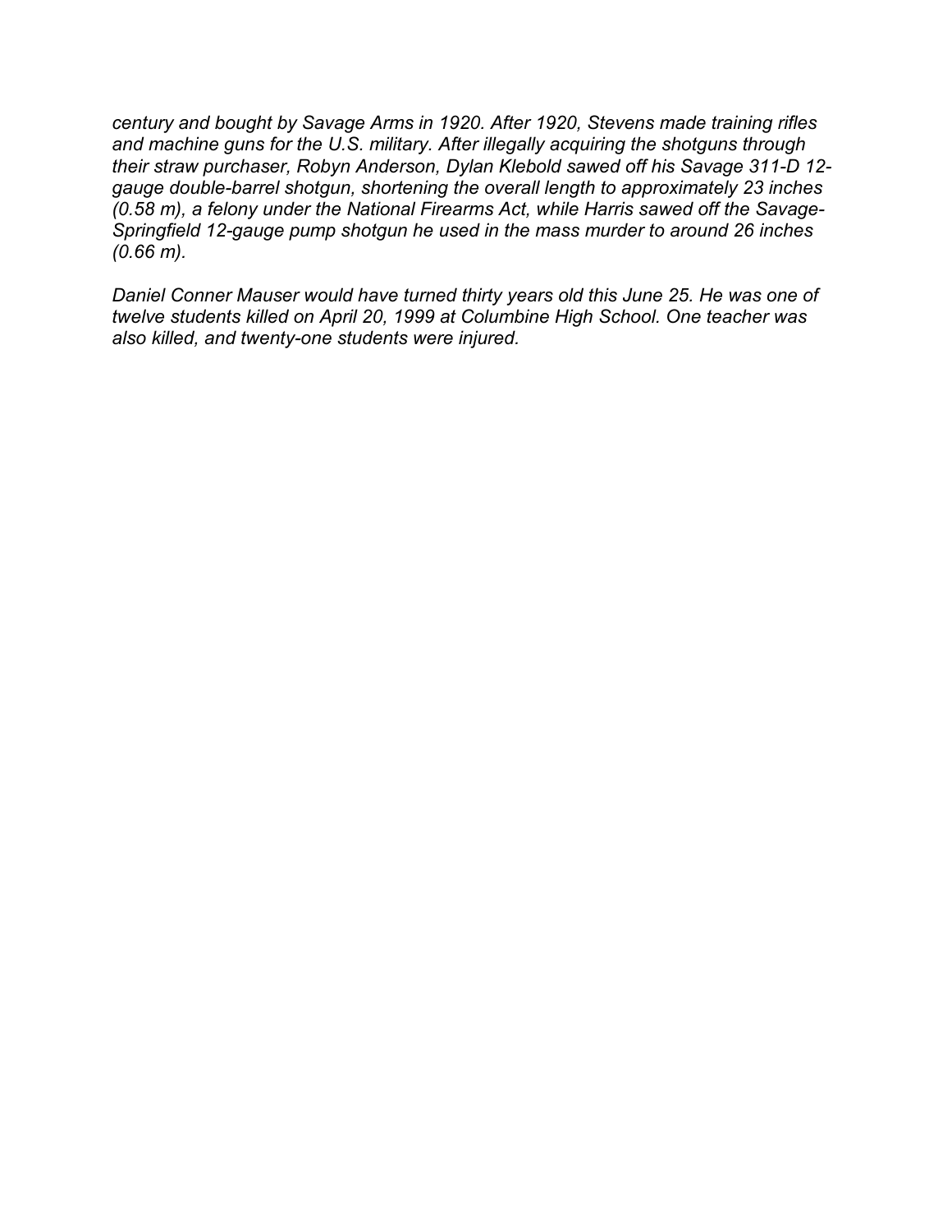*century and bought by Savage Arms in 1920. After 1920, Stevens made training rifles and machine guns for the U.S. military. After illegally acquiring the shotguns through their straw purchaser, Robyn Anderson, Dylan Klebold sawed off his Savage 311-D 12-gauge double-barrel shotgun, shortening the overall length to approximately 23 inches (0.58 m), a felony under the National Firearms Act, while Harris sawed off the Savage-Springfield 12-gauge pump shotgun he used in the mass murder to around 26 inches (0.66 m).*

*Daniel Conner Mauser would have turned thirty years old this June 25. He was one of twelve students killed on April 20, 1999 at Columbine High School. One teacher was also killed, and twenty-one students were injured.*